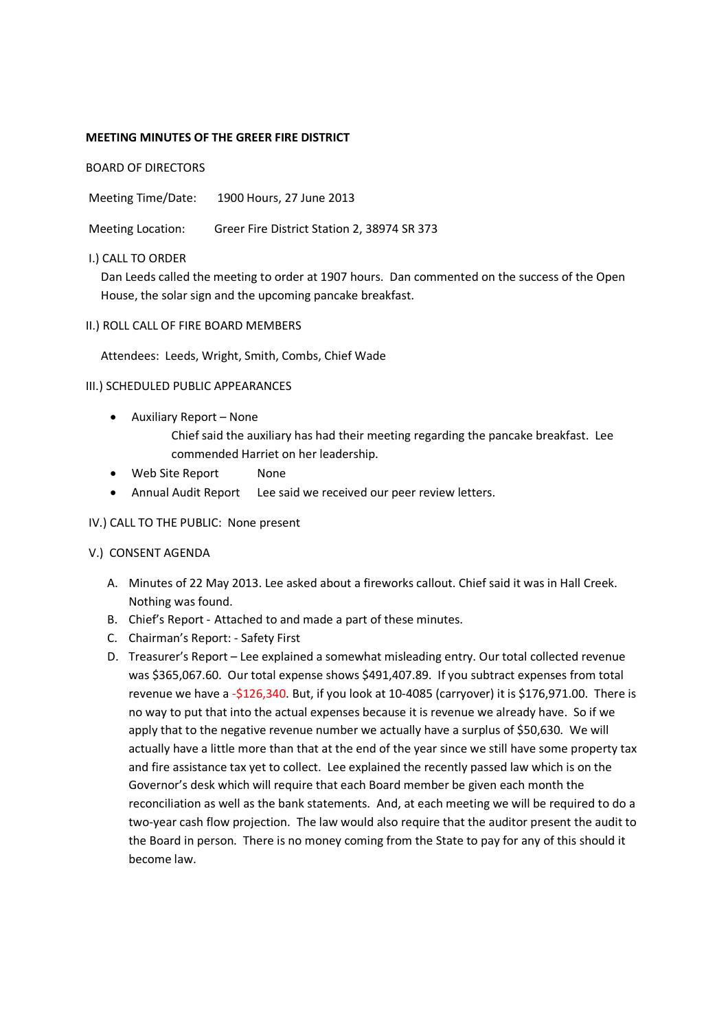**MEETING MINUTES OF THE GREER FIRE DISTRICT**

BOARD OF DIRECTORS

Meeting Time/Date: 1900 Hours, 27 June 2013

Meeting Location: Greer Fire District Station 2, 38974 SR 373

I.) CALL TO ORDER

Dan Leeds called the meeting to order at 1907 hours. Dan commented on the success of the Open House, the solar sign and the upcoming pancake breakfast.

II.) ROLL CALL OF FIRE BOARD MEMBERS

Attendees: Leeds, Wright, Smith, Combs, Chief Wade

III.) SCHEDULED PUBLIC APPEARANCES

- Auxiliary Report – None

  Chief said the auxiliary has had their meeting regarding the pancake breakfast. Lee commended Harriet on her leadership.

- Web Site Report None
- Annual Audit Report Lee said we received our peer review letters.

IV.) CALL TO THE PUBLIC: None present

V.) CONSENT AGENDA

A. Minutes of 22 May 2013. Lee asked about a fireworks callout. Chief said it was in Hall Creek. Nothing was found.

B. Chief's Report - Attached to and made a part of these minutes.

C. Chairman's Report: - Safety First

D. Treasurer's Report – Lee explained a somewhat misleading entry. Our total collected revenue was $365,067.60. Our total expense shows $491,407.89. If you subtract expenses from total revenue we have a -$126,340. But, if you look at 10-4085 (carryover) it is $176,971.00. There is no way to put that into the actual expenses because it is revenue we already have. So if we apply that to the negative revenue number we actually have a surplus of $50,630. We will actually have a little more than that at the end of the year since we still have some property tax and fire assistance tax yet to collect. Lee explained the recently passed law which is on the Governor's desk which will require that each Board member be given each month the reconciliation as well as the bank statements. And, at each meeting we will be required to do a two-year cash flow projection. The law would also require that the auditor present the audit to the Board in person. There is no money coming from the State to pay for any of this should it become law.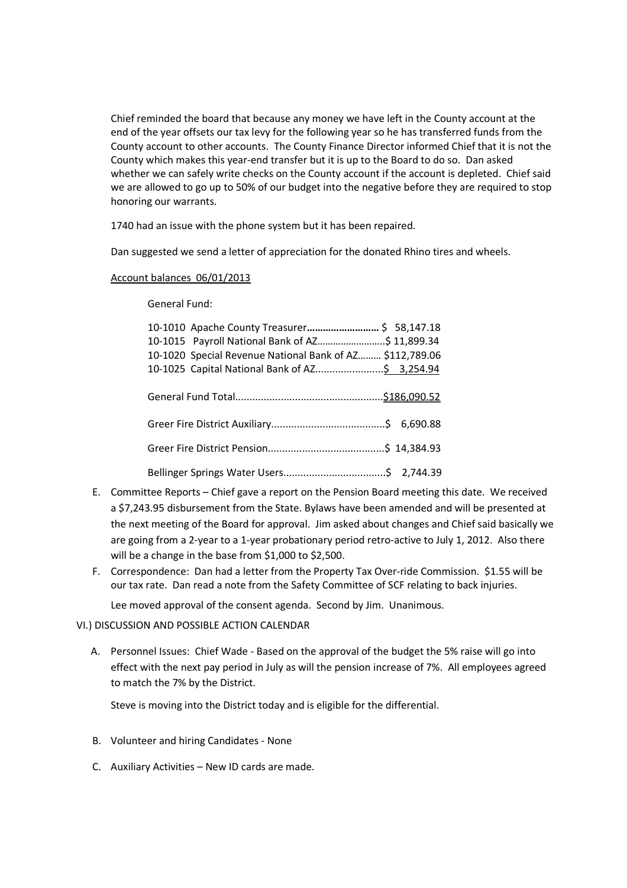Chief reminded the board that because any money we have left in the County account at the end of the year offsets our tax levy for the following year so he has transferred funds from the County account to other accounts. The County Finance Director informed Chief that it is not the County which makes this year-end transfer but it is up to the Board to do so. Dan asked whether we can safely write checks on the County account if the account is depleted. Chief said we are allowed to go up to 50% of our budget into the negative before they are required to stop honoring our warrants.

1740 had an issue with the phone system but it has been repaired.

Dan suggested we send a letter of appreciation for the donated Rhino tires and wheels.

Account balances 06/01/2013

General Fund:

10-1010 Apache County Treasurer**………………………** $ 58,147.18
10-1015 Payroll National Bank of AZ……………………..$ 11,899.34
10-1020 Special Revenue National Bank of AZ……… $112,789.06
10-1025 Capital National Bank of AZ……………………$ 3,254.94

General Fund Total……………………………………………$186,090.52

Greer Fire District Auxiliary……………………………….$ 6,690.88

Greer Fire District Pension………………………………..$ 14,384.93

Bellinger Springs Water Users……………………………$ 2,744.39

E. Committee Reports – Chief gave a report on the Pension Board meeting this date. We received a $7,243.95 disbursement from the State. Bylaws have been amended and will be presented at the next meeting of the Board for approval. Jim asked about changes and Chief said basically we are going from a 2-year to a 1-year probationary period retro-active to July 1, 2012. Also there will be a change in the base from $1,000 to $2,500.
F. Correspondence: Dan had a letter from the Property Tax Over-ride Commission. $1.55 will be our tax rate. Dan read a note from the Safety Committee of SCF relating to back injuries.

   Lee moved approval of the consent agenda. Second by Jim. Unanimous.

VI.) DISCUSSION AND POSSIBLE ACTION CALENDAR

A. Personnel Issues: Chief Wade - Based on the approval of the budget the 5% raise will go into effect with the next pay period in July as will the pension increase of 7%. All employees agreed to match the 7% by the District.

   Steve is moving into the District today and is eligible for the differential.

B. Volunteer and hiring Candidates - None

C. Auxiliary Activities – New ID cards are made.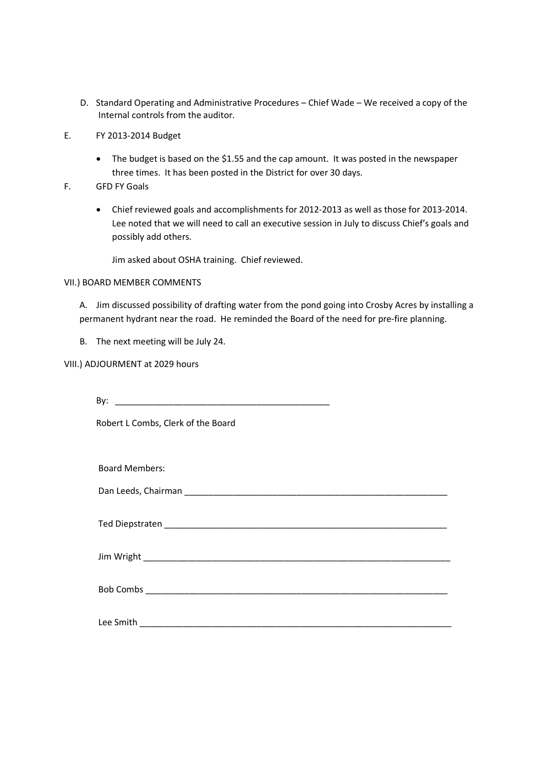D. Standard Operating and Administrative Procedures – Chief Wade – We received a copy of the Internal controls from the auditor.

E. FY 2013-2014 Budget

- The budget is based on the $1.55 and the cap amount. It was posted in the newspaper three times. It has been posted in the District for over 30 days.

F. GFD FY Goals

- Chief reviewed goals and accomplishments for 2012-2013 as well as those for 2013-2014. Lee noted that we will need to call an executive session in July to discuss Chief's goals and possibly add others.

  Jim asked about OSHA training. Chief reviewed.

VII.) BOARD MEMBER COMMENTS

A. Jim discussed possibility of drafting water from the pond going into Crosby Acres by installing a permanent hydrant near the road. He reminded the Board of the need for pre-fire planning.

B. The next meeting will be July 24.

VIII.) ADJOURMENT at 2029 hours

By: ____________________________________________

Robert L Combs, Clerk of the Board

Board Members:

Dan Leeds, Chairman ______________________________________________________

Ted Diepstraten __________________________________________________________

Jim Wright ______________________________________________________________

Bob Combs ______________________________________________________________

Lee Smith _______________________________________________________________